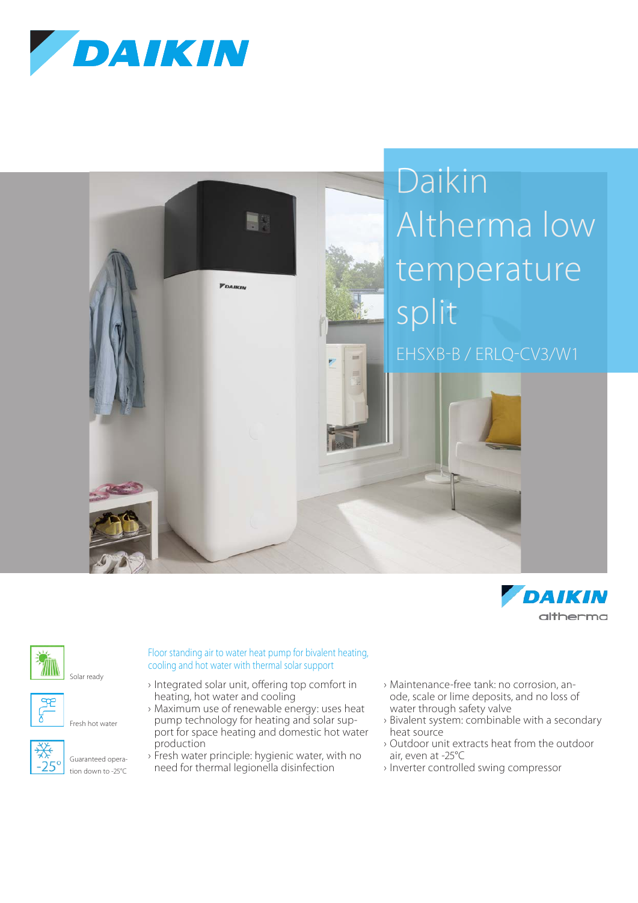# Daikin Altherma low temperature split

EHSXB-B / ERLQ-CV3/W1

Solar ready

Fresh hot water

Guaranteed operation down to -25°C

## Floor standing air to water heat pump for bivalent heating, cooling and hot water with thermal solar support

- Integrated solar unit, offering top comfort in heating, hot water and cooling
- Maximum use of renewable energy: uses heat pump technology for heating and solar support for space heating and domestic hot water production
- Fresh water principle: hygienic water, with no need for thermal legionella disinfection
- Maintenance-free tank: no corrosion, anode, scale or lime deposits, and no loss of water through safety valve
- Bivalent system: combinable with a secondary heat source
- Outdoor unit extracts heat from the outdoor air, even at -25°C
- Inverter controlled swing compressor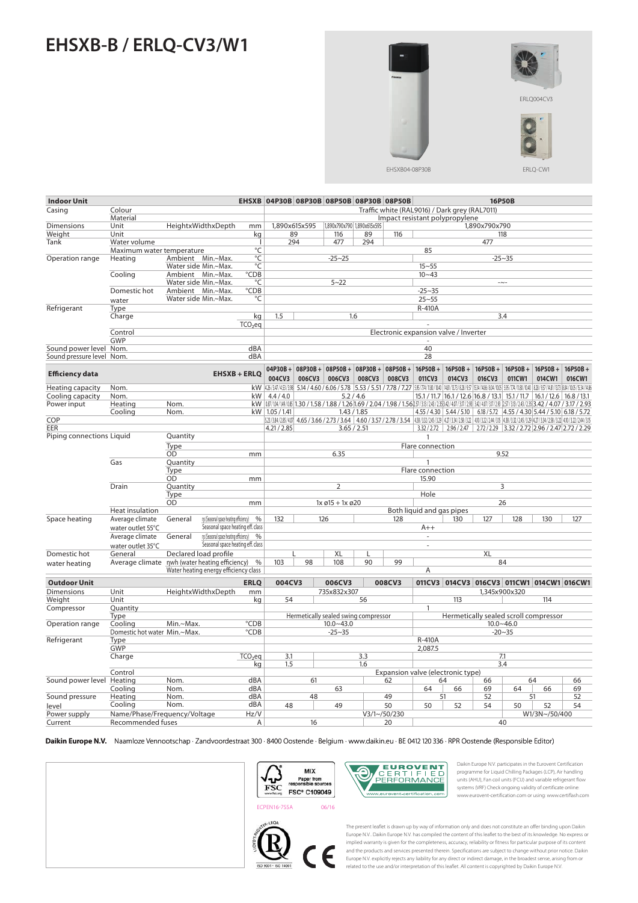# EHSXB-B / ERLQ-CV3/W1

ERLQ004CV3

EHSXB04-08P30B

ERLQ-CW1

| Indoor Unit | | | EHSXB | 04P30B | 08P30B | 08P50B | 08P30B | 08P50B | 16P50B |
|---|---|---|---|---|---|---|---|---|---|
| Casing | Colour | | | Traffic white (RAL9016) / Dark grey (RAL7011) | | | | | |
| | Material | | | Impact resistant polypropylene | | | | | |
| Dimensions | Unit | HeightxWidthxDepth | mm | 1,890x615x595 | | 1,890x790x790 | 1,890x615x595 | | 1,890x790x790 |
| Weight | Unit | | kg | 89 | | 116 | 89 | 116 | 118 |
| Tank | Water volume | | l | 294 | | 477 | 294 | | 477 |
| | Maximum water temperature | | °C | 85 | | | | | |
| Operation range | Heating | Ambient Min.~Max. | °C | -25~25 | | | | | -25~35 |
| | | Water side Min.~Max. | °C | 15~55 | | | | | |
| | Cooling | Ambient Min.~Max. | °CDB | 10~43 | | | | | |
| | | Water side Min.~Max. | °C | 5~22 | | | | | -~- |
| | Domestic hot water | Ambient Min.~Max. | °CDB | -25~35 | | | | | |
| | | Water side Min.~Max. | °C | 25~55 | | | | | |
| Refrigerant | Type | | | R-410A | | | | | |
| | Charge | | kg | 1.5 | 1.6 | | | | 3.4 |
| | | | $TCO_2eq$ | - | | | | | |
| | Control | | | Electronic expansion valve / Inverter | | | | | |
| | GWP | | | - | | | | | |
| Sound power level | Nom. | | dBA | 40 | | | | | |
| Sound pressure level | Nom. | | dBA | 28 | | | | | |

| Efficiency data | | | EHSXB + ERLQ | 04P30B + 004CV3 | 08P30B + 006CV3 | 08P50B + 006CV3 | 08P30B + 008CV3 | 08P50B + 008CV3 | 16P50B + 011CV3 | 16P50B + 014CV3 | 16P50B + 016CV3 | 16P50B + 011CW1 | 16P50B + 014CW1 | 16P50B + 016CW1 |
|---|---|---|---|---|---|---|---|---|---|---|---|---|---|---|
| Heating capacity | Nom. | | kW | 4.26 / 3.47 / 4.53 / 3.98 | 5.14 / 4.60 / 6.06 / 5.78 | | 5.53 / 5.51 / 7.78 / 7.27 | | 5.95 / 7.74 / 11.80 / 10.40 | 14.01 / 13.73 / 8.28 / 9.57 | 15.54 / 14.66 / 8.04 / 10.05 | 5.95 / 7.74 / 11.88 / 10.40 | 8.28 / 9.57 / 14.01 / 13.73 | 8.04 / 10.05 / 15.54 / 14.86 |
| Cooling capacity | Nom. | | kW | 4.4 / 4.0 | 5.2 / 4.6 | | | | 15.1 / 11.7 | 16.1 / 12.6 | 16.8 / 13.1 | 15.1 / 11.7 | 16.1 / 12.6 | 16.8 / 13.1 |
| Power input | Heating | Nom. | kW | 0.87 / 1.04 / 1.49 / 0.85 | 1.30 / 1.58 / 1.88 / 1.26 | | 1.69 / 2.04 / 1.98 / 1.56 | | 3.57 / 3.53 / 2.43 / 2.35 | 3.42 / 4.07 / 3.17 / 2.93 | 3.42 / 4.07 / 3.17 / 2.93 | 2.57 / 1.18 / 2.43 / 2.35 | 3.42 / 4.07 / 3.17 / 2.93 | |
| | Cooling | Nom. | kW | 1.05 / 1.41 | 1.43 / 1.85 | | | | 4.55 / 4.30 | 5.44 / 5.10 | 6.18 / 5.72 | 4.55 / 4.30 | 5.44 / 5.10 | 6.18 / 5.72 |
| COP | | | | 5.23 / 3.84 / 2.85 / 4.07 | 4.65 / 3.66 / 2.73 / 3.64 | | 4.60 / 3.57 / 2.78 / 3.54 | | 4.38 / 3.32 / 2.45 / 3.29 | 4.27 / 3.34 / 2.58 / 3.22 | 4.10 / 3.22 / 2.44 / 3.15 | 4.38 / 3.32 / 2.45 / 3.29 | 4.27 / 3.34 / 2.58 / 3.22 | 4.10 / 3.22 / 2.44 / 3.15 |
| EER | | | | 4.21 / 2.85 | 3.65 / 2.51 | | | | 3.32 / 2.72 | 2.96 / 2.47 | 2.72 / 2.29 | 3.32 / 2.72 | 2.96 / 2.47 | 2.72 / 2.29 |
| Piping connections | Liquid | Quantity | | 1 | | | | | | | | | | |
| | | Type | | Flare connection | | | | | | | | | | |
| | | OD | mm | 6.35 | | | | | 9.52 | | | | | |
| | Gas | Quantity | | 1 | | | | | | | | | | |
| | | Type | | Flare connection | | | | | | | | | | |
| | | OD | mm | 15.90 | | | | | | | | | | |
| | Drain | Quantity | | 2 | | | | | 3 | | | | | |
| | | Type | | Hole | | | | | | | | | | |
| | | OD | mm | 1x ø15 + 1x ø20 | | | | | 26 | | | | | |
| | Heat insulation | | | Both liquid and gas pipes | | | | | | | | | | |
| Space heating | Average climate water outlet 55°C | General | ηs (Seasonal space heating efficiency) % | 132 | 126 | | 128 | | 130 | 127 | 128 | 130 | 127 | |
| | | | Seasonal space heating eff. class | A++ | | | | | | | | | | |
| | Average climate water outlet 35°C | General | ηs (Seasonal space heating efficiency) % | - | | | | | | | | | | |
| | | | Seasonal space heating eff. class | - | | | | | | | | | | |
| Domestic hot water heating | General | Declared load profile | | L | | XL | L | | XL | | | | | |
| | Average climate | ηwh (water heating efficiency) | % | 103 | 98 | 108 | 90 | 99 | 84 | | | | | |
| | | Water heating energy efficiency class | | A | | | | | | | | | | |

| Outdoor Unit | | | ERLQ | 004CV3 | 006CV3 | 008CV3 | 011CV3 | 014CV3 | 016CV3 | 011CW1 | 014CW1 | 016CW1 |
|---|---|---|---|---|---|---|---|---|---|---|---|---|
| Dimensions | Unit | HeightxWidthxDepth | mm | 735x832x307 | | | 1,345x900x320 | | | | | |
| Weight | Unit | | kg | 54 | 56 | | 113 | | | 114 | | |
| Compressor | Quantity | | | 1 | | | | | | | | |
| | Type | | | Hermetically sealed swing compressor | | | Hermetically sealed scroll compressor | | | | | |
| Operation range | Cooling | Min.~Max. | °CDB | 10.0~43.0 | | | 10.0~46.0 | | | | | |
| | Domestic hot water | Min.~Max. | °CDB | -25~35 | | | -20~35 | | | | | |
| Refrigerant | Type | | | R-410A | | | | | | | | |
| | GWP | | | 2,087.5 | | | | | | | | |
| | Charge | | $TCO_2eq$ | 3.1 | 3.3 | | 7.1 | | | | | |
| | | | kg | 1.5 | 1.6 | | 3.4 | | | | | |
| | Control | | | Expansion valve (electronic type) | | | | | | | | |
| Sound power level | Heating | Nom. | dBA | 61 | | 62 | 64 | | 66 | 64 | | 66 |
| | Cooling | Nom. | dBA | 63 | | | 64 | 66 | 69 | 64 | 66 | 69 |
| Sound pressure level | Heating | Nom. | dBA | 48 | | 49 | 51 | | 52 | 51 | | 52 |
| | Cooling | Nom. | dBA | 48 | 49 | 50 | 50 | 52 | 54 | 50 | 52 | 54 |
| Power supply | Name/Phase/Frequency/Voltage | | Hz/V | V3/1~/50/230 | | | | | | W1/3N~/50/400 | | |
| Current | Recommended fuses | | A | 16 | | 20 | 40 | | | | | |

**Daikin Europe N.V.** Naamloze Vennootschap · Zandvoordestraat 300 · 8400 Oostende · Belgium · www.daikin.eu · BE 0412 120 336 · RPR Oostende (Responsible Editor)

MIX Paper from responsible sources FSC® C109049

EUROVENT CERTIFIED PERFORMANCE www.eurovent-certification.com

Daikin Europe N.V. participates in the Eurovent Certification programme for Liquid Chilling Packages (LCP), Air handling units (AHU), Fan coil units (FCU) and variable refrigerant flow systems (VRF) Check ongoing validity of certificate online: www.eurovent-certification.com or using: www.certiflash.com

ECPEN16-755A 06/16

ISO 9001 · ISO 14001

The present leaflet is drawn up by way of information only and does not constitute an offer binding upon Daikin Europe N.V.. Daikin Europe N.V. has compiled the content of this leaflet to the best of its knowledge. No express or implied warranty is given for the completeness, accuracy, reliability or fitness for particular purpose of its content and the products and services presented therein. Specifications are subject to change without prior notice. Daikin Europe N.V. explicitly rejects any liability for any direct or indirect damage, in the broadest sense, arising from or related to the use and/or interpretation of this leaflet. All content is copyrighted by Daikin Europe N.V.